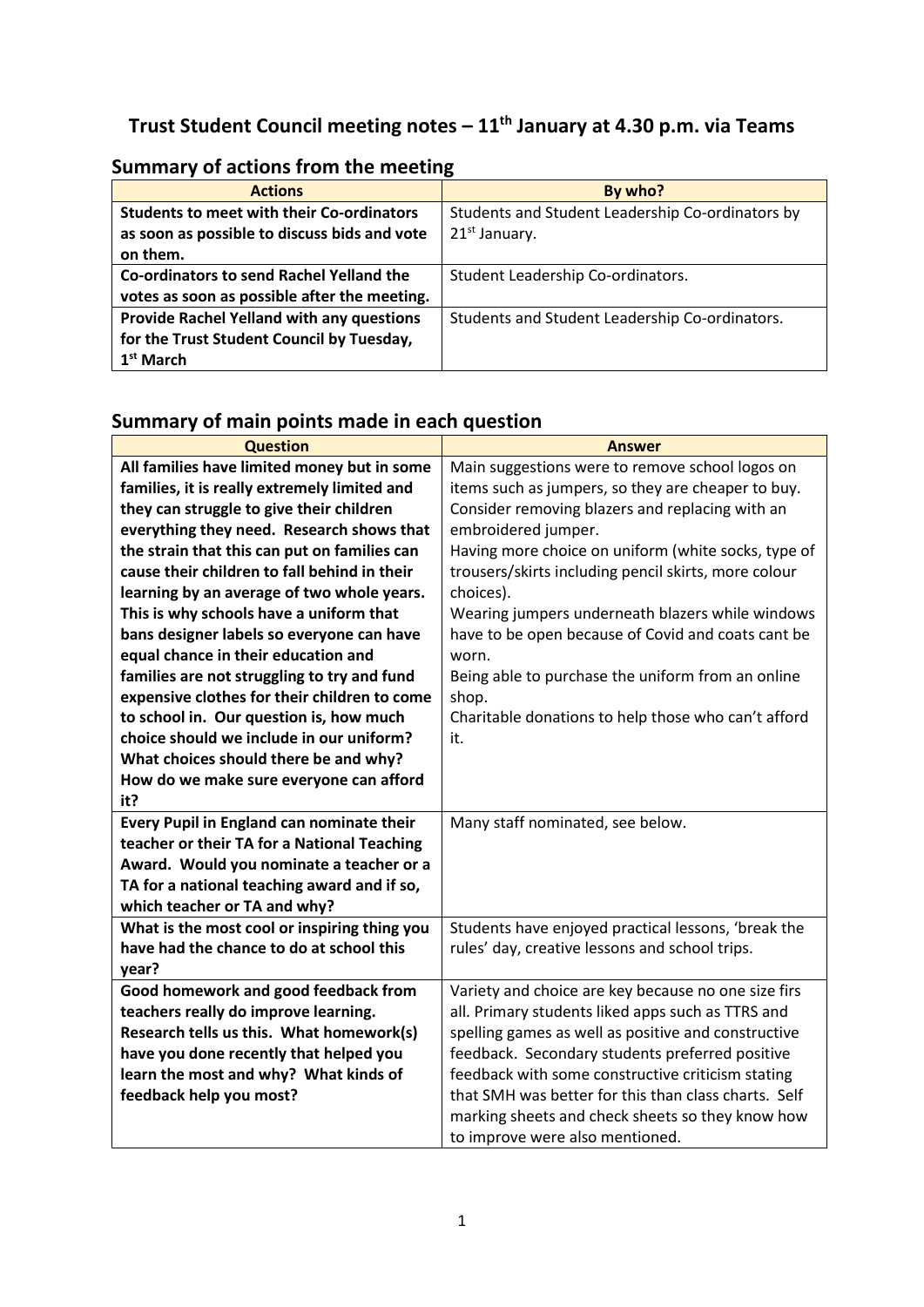# Trust Student Council meeting notes – 11th January at 4.30 p.m. via Teams

## Summary of actions from the meeting

| Actions | By who? |
|---|---|
| **Students to meet with their Co-ordinators as soon as possible to discuss bids and vote on them.** | Students and Student Leadership Co-ordinators by 21st January. |
| **Co-ordinators to send Rachel Yelland the votes as soon as possible after the meeting.** | Student Leadership Co-ordinators. |
| **Provide Rachel Yelland with any questions for the Trust Student Council by Tuesday, 1st March** | Students and Student Leadership Co-ordinators. |

## Summary of main points made in each question

| Question | Answer |
|---|---|
| **All families have limited money but in some families, it is really extremely limited and they can struggle to give their children everything they need. Research shows that the strain that this can put on families can cause their children to fall behind in their learning by an average of two whole years. This is why schools have a uniform that bans designer labels so everyone can have equal chance in their education and families are not struggling to try and fund expensive clothes for their children to come to school in. Our question is, how much choice should we include in our uniform? What choices should there be and why? How do we make sure everyone can afford it?** | Main suggestions were to remove school logos on items such as jumpers, so they are cheaper to buy. Consider removing blazers and replacing with an embroidered jumper. Having more choice on uniform (white socks, type of trousers/skirts including pencil skirts, more colour choices). Wearing jumpers underneath blazers while windows have to be open because of Covid and coats cant be worn. Being able to purchase the uniform from an online shop. Charitable donations to help those who can't afford it. |
| **Every Pupil in England can nominate their teacher or their TA for a National Teaching Award. Would you nominate a teacher or a TA for a national teaching award and if so, which teacher or TA and why?** | Many staff nominated, see below. |
| **What is the most cool or inspiring thing you have had the chance to do at school this year?** | Students have enjoyed practical lessons, 'break the rules' day, creative lessons and school trips. |
| **Good homework and good feedback from teachers really do improve learning. Research tells us this. What homework(s) have you done recently that helped you learn the most and why? What kinds of feedback help you most?** | Variety and choice are key because no one size firs all. Primary students liked apps such as TTRS and spelling games as well as positive and constructive feedback. Secondary students preferred positive feedback with some constructive criticism stating that SMH was better for this than class charts. Self marking sheets and check sheets so they know how to improve were also mentioned. |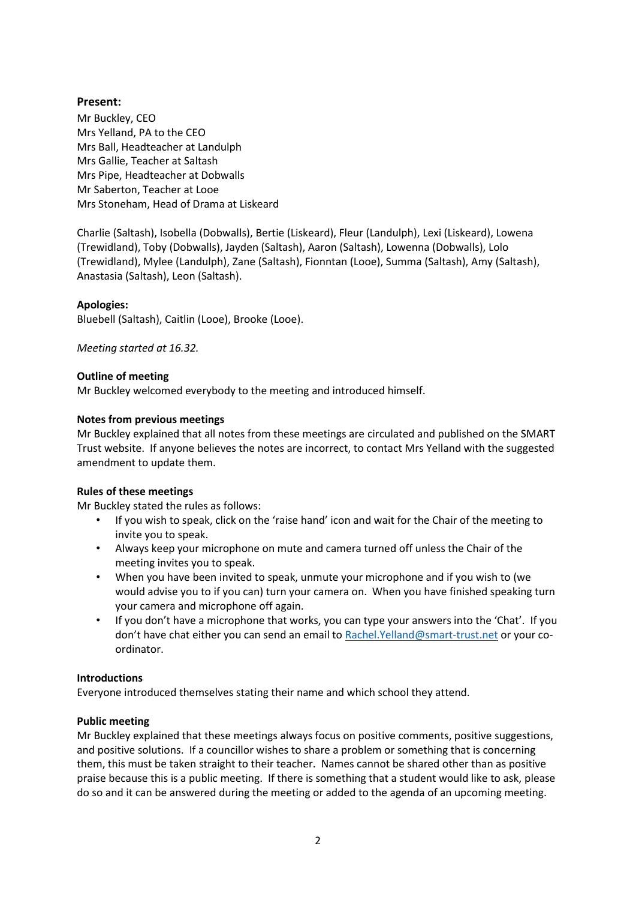**Present:**

Mr Buckley, CEO
Mrs Yelland, PA to the CEO
Mrs Ball, Headteacher at Landulph
Mrs Gallie, Teacher at Saltash
Mrs Pipe, Headteacher at Dobwalls
Mr Saberton, Teacher at Looe
Mrs Stoneham, Head of Drama at Liskeard

Charlie (Saltash), Isobella (Dobwalls), Bertie (Liskeard), Fleur (Landulph), Lexi (Liskeard), Lowena (Trewidland), Toby (Dobwalls), Jayden (Saltash), Aaron (Saltash), Lowenna (Dobwalls), Lolo (Trewidland), Mylee (Landulph), Zane (Saltash), Fionntan (Looe), Summa (Saltash), Amy (Saltash), Anastasia (Saltash), Leon (Saltash).

**Apologies:**

Bluebell (Saltash), Caitlin (Looe), Brooke (Looe).

*Meeting started at 16.32.*

**Outline of meeting**

Mr Buckley welcomed everybody to the meeting and introduced himself.

**Notes from previous meetings**

Mr Buckley explained that all notes from these meetings are circulated and published on the SMART Trust website. If anyone believes the notes are incorrect, to contact Mrs Yelland with the suggested amendment to update them.

**Rules of these meetings**

Mr Buckley stated the rules as follows:

- If you wish to speak, click on the 'raise hand' icon and wait for the Chair of the meeting to invite you to speak.
- Always keep your microphone on mute and camera turned off unless the Chair of the meeting invites you to speak.
- When you have been invited to speak, unmute your microphone and if you wish to (we would advise you to if you can) turn your camera on. When you have finished speaking turn your camera and microphone off again.
- If you don't have a microphone that works, you can type your answers into the 'Chat'. If you don't have chat either you can send an email to Rachel.Yelland@smart-trust.net or your co-ordinator.

**Introductions**

Everyone introduced themselves stating their name and which school they attend.

**Public meeting**

Mr Buckley explained that these meetings always focus on positive comments, positive suggestions, and positive solutions. If a councillor wishes to share a problem or something that is concerning them, this must be taken straight to their teacher. Names cannot be shared other than as positive praise because this is a public meeting. If there is something that a student would like to ask, please do so and it can be answered during the meeting or added to the agenda of an upcoming meeting.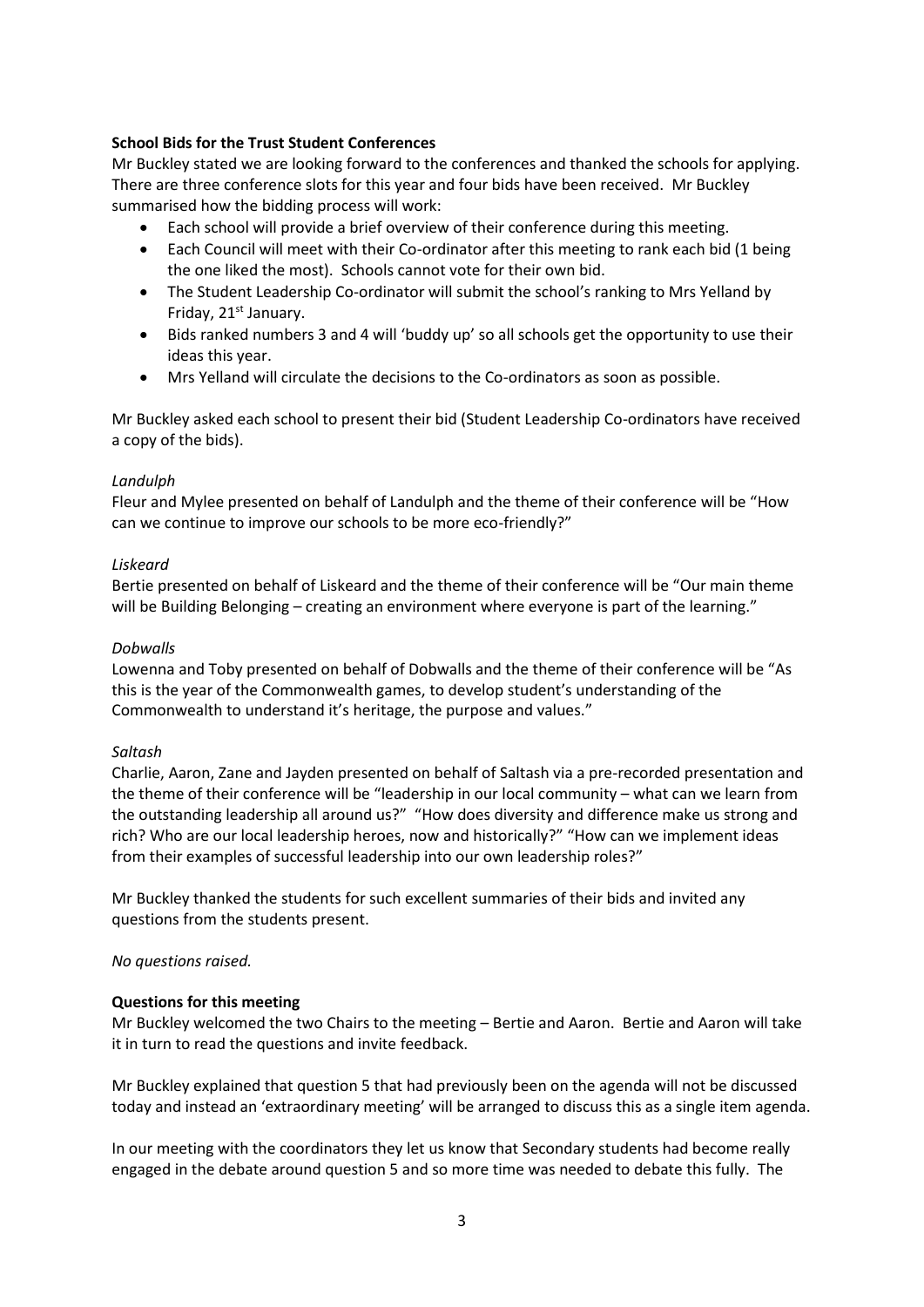**School Bids for the Trust Student Conferences**

Mr Buckley stated we are looking forward to the conferences and thanked the schools for applying. There are three conference slots for this year and four bids have been received. Mr Buckley summarised how the bidding process will work:

- Each school will provide a brief overview of their conference during this meeting.
- Each Council will meet with their Co-ordinator after this meeting to rank each bid (1 being the one liked the most). Schools cannot vote for their own bid.
- The Student Leadership Co-ordinator will submit the school's ranking to Mrs Yelland by Friday, 21st January.
- Bids ranked numbers 3 and 4 will 'buddy up' so all schools get the opportunity to use their ideas this year.
- Mrs Yelland will circulate the decisions to the Co-ordinators as soon as possible.

Mr Buckley asked each school to present their bid (Student Leadership Co-ordinators have received a copy of the bids).

*Landulph*

Fleur and Mylee presented on behalf of Landulph and the theme of their conference will be "How can we continue to improve our schools to be more eco-friendly?"

*Liskeard*

Bertie presented on behalf of Liskeard and the theme of their conference will be "Our main theme will be Building Belonging – creating an environment where everyone is part of the learning."

*Dobwalls*

Lowenna and Toby presented on behalf of Dobwalls and the theme of their conference will be "As this is the year of the Commonwealth games, to develop student's understanding of the Commonwealth to understand it's heritage, the purpose and values."

*Saltash*

Charlie, Aaron, Zane and Jayden presented on behalf of Saltash via a pre-recorded presentation and the theme of their conference will be "leadership in our local community – what can we learn from the outstanding leadership all around us?" "How does diversity and difference make us strong and rich? Who are our local leadership heroes, now and historically?" "How can we implement ideas from their examples of successful leadership into our own leadership roles?"

Mr Buckley thanked the students for such excellent summaries of their bids and invited any questions from the students present.

*No questions raised.*

**Questions for this meeting**

Mr Buckley welcomed the two Chairs to the meeting – Bertie and Aaron. Bertie and Aaron will take it in turn to read the questions and invite feedback.

Mr Buckley explained that question 5 that had previously been on the agenda will not be discussed today and instead an 'extraordinary meeting' will be arranged to discuss this as a single item agenda.

In our meeting with the coordinators they let us know that Secondary students had become really engaged in the debate around question 5 and so more time was needed to debate this fully. The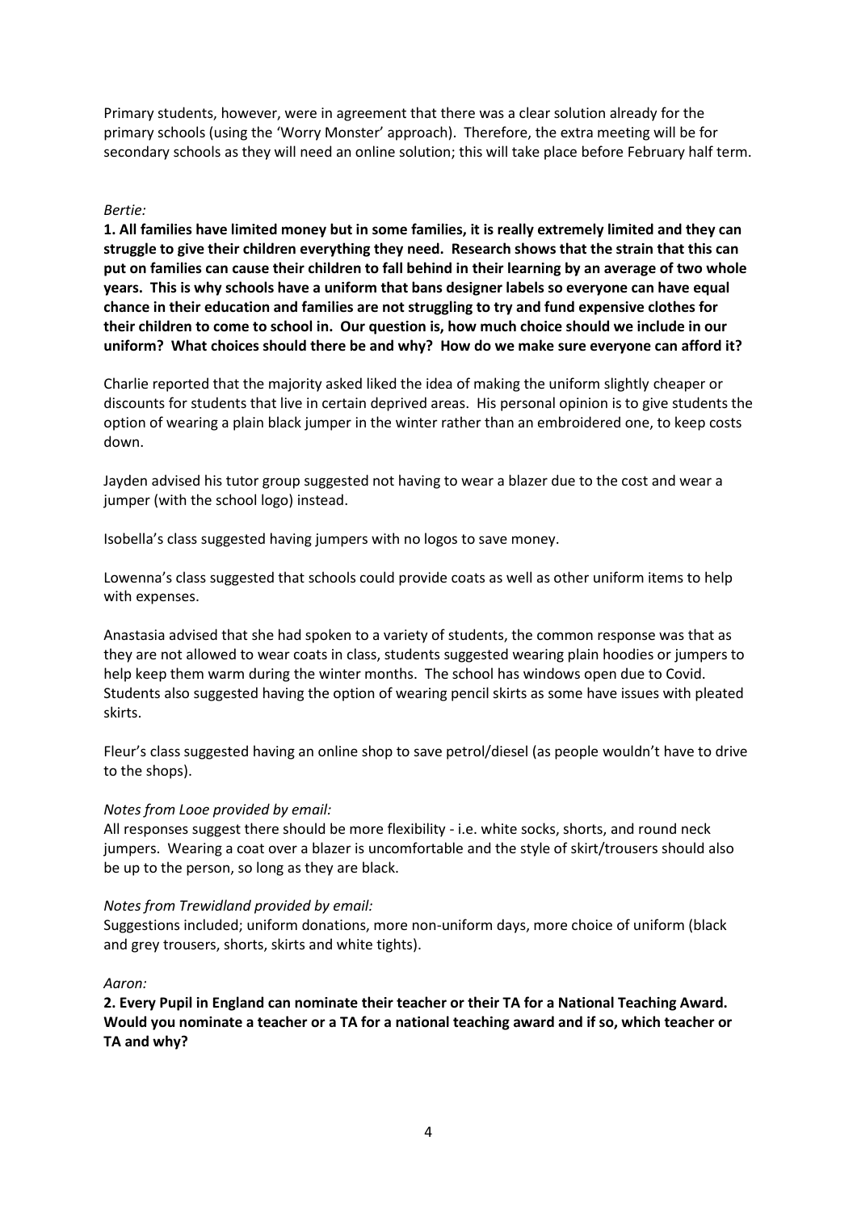Primary students, however, were in agreement that there was a clear solution already for the primary schools (using the 'Worry Monster' approach). Therefore, the extra meeting will be for secondary schools as they will need an online solution; this will take place before February half term.

*Bertie:*

**1. All families have limited money but in some families, it is really extremely limited and they can struggle to give their children everything they need. Research shows that the strain that this can put on families can cause their children to fall behind in their learning by an average of two whole years. This is why schools have a uniform that bans designer labels so everyone can have equal chance in their education and families are not struggling to try and fund expensive clothes for their children to come to school in. Our question is, how much choice should we include in our uniform? What choices should there be and why? How do we make sure everyone can afford it?**

Charlie reported that the majority asked liked the idea of making the uniform slightly cheaper or discounts for students that live in certain deprived areas. His personal opinion is to give students the option of wearing a plain black jumper in the winter rather than an embroidered one, to keep costs down.

Jayden advised his tutor group suggested not having to wear a blazer due to the cost and wear a jumper (with the school logo) instead.

Isobella's class suggested having jumpers with no logos to save money.

Lowenna's class suggested that schools could provide coats as well as other uniform items to help with expenses.

Anastasia advised that she had spoken to a variety of students, the common response was that as they are not allowed to wear coats in class, students suggested wearing plain hoodies or jumpers to help keep them warm during the winter months. The school has windows open due to Covid. Students also suggested having the option of wearing pencil skirts as some have issues with pleated skirts.

Fleur's class suggested having an online shop to save petrol/diesel (as people wouldn't have to drive to the shops).

*Notes from Looe provided by email:*

All responses suggest there should be more flexibility - i.e. white socks, shorts, and round neck jumpers. Wearing a coat over a blazer is uncomfortable and the style of skirt/trousers should also be up to the person, so long as they are black.

*Notes from Trewidland provided by email:*

Suggestions included; uniform donations, more non-uniform days, more choice of uniform (black and grey trousers, shorts, skirts and white tights).

*Aaron:*

**2. Every Pupil in England can nominate their teacher or their TA for a National Teaching Award. Would you nominate a teacher or a TA for a national teaching award and if so, which teacher or TA and why?**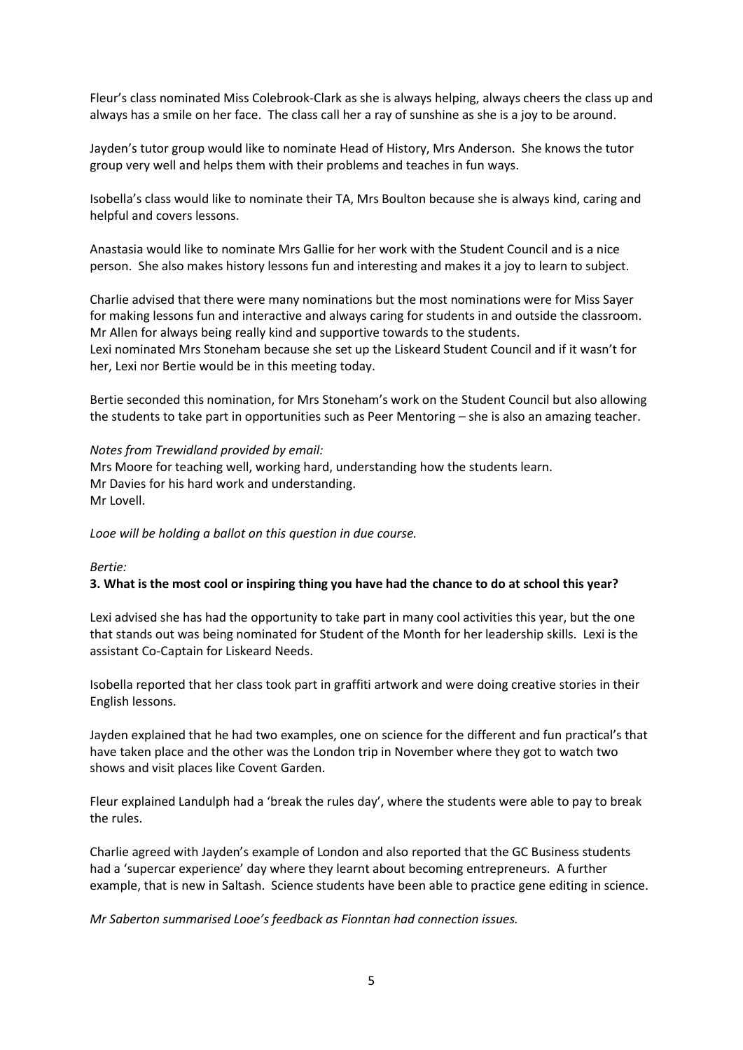Fleur's class nominated Miss Colebrook-Clark as she is always helping, always cheers the class up and always has a smile on her face. The class call her a ray of sunshine as she is a joy to be around.

Jayden's tutor group would like to nominate Head of History, Mrs Anderson. She knows the tutor group very well and helps them with their problems and teaches in fun ways.

Isobella's class would like to nominate their TA, Mrs Boulton because she is always kind, caring and helpful and covers lessons.

Anastasia would like to nominate Mrs Gallie for her work with the Student Council and is a nice person. She also makes history lessons fun and interesting and makes it a joy to learn to subject.

Charlie advised that there were many nominations but the most nominations were for Miss Sayer for making lessons fun and interactive and always caring for students in and outside the classroom. Mr Allen for always being really kind and supportive towards to the students.
Lexi nominated Mrs Stoneham because she set up the Liskeard Student Council and if it wasn't for her, Lexi nor Bertie would be in this meeting today.

Bertie seconded this nomination, for Mrs Stoneham's work on the Student Council but also allowing the students to take part in opportunities such as Peer Mentoring – she is also an amazing teacher.

*Notes from Trewidland provided by email:*
Mrs Moore for teaching well, working hard, understanding how the students learn.
Mr Davies for his hard work and understanding.
Mr Lovell.

*Looe will be holding a ballot on this question in due course.*

*Bertie:*
**3. What is the most cool or inspiring thing you have had the chance to do at school this year?**

Lexi advised she has had the opportunity to take part in many cool activities this year, but the one that stands out was being nominated for Student of the Month for her leadership skills. Lexi is the assistant Co-Captain for Liskeard Needs.

Isobella reported that her class took part in graffiti artwork and were doing creative stories in their English lessons.

Jayden explained that he had two examples, one on science for the different and fun practical's that have taken place and the other was the London trip in November where they got to watch two shows and visit places like Covent Garden.

Fleur explained Landulph had a 'break the rules day', where the students were able to pay to break the rules.

Charlie agreed with Jayden's example of London and also reported that the GC Business students had a 'supercar experience' day where they learnt about becoming entrepreneurs. A further example, that is new in Saltash. Science students have been able to practice gene editing in science.

*Mr Saberton summarised Looe's feedback as Fionntan had connection issues.*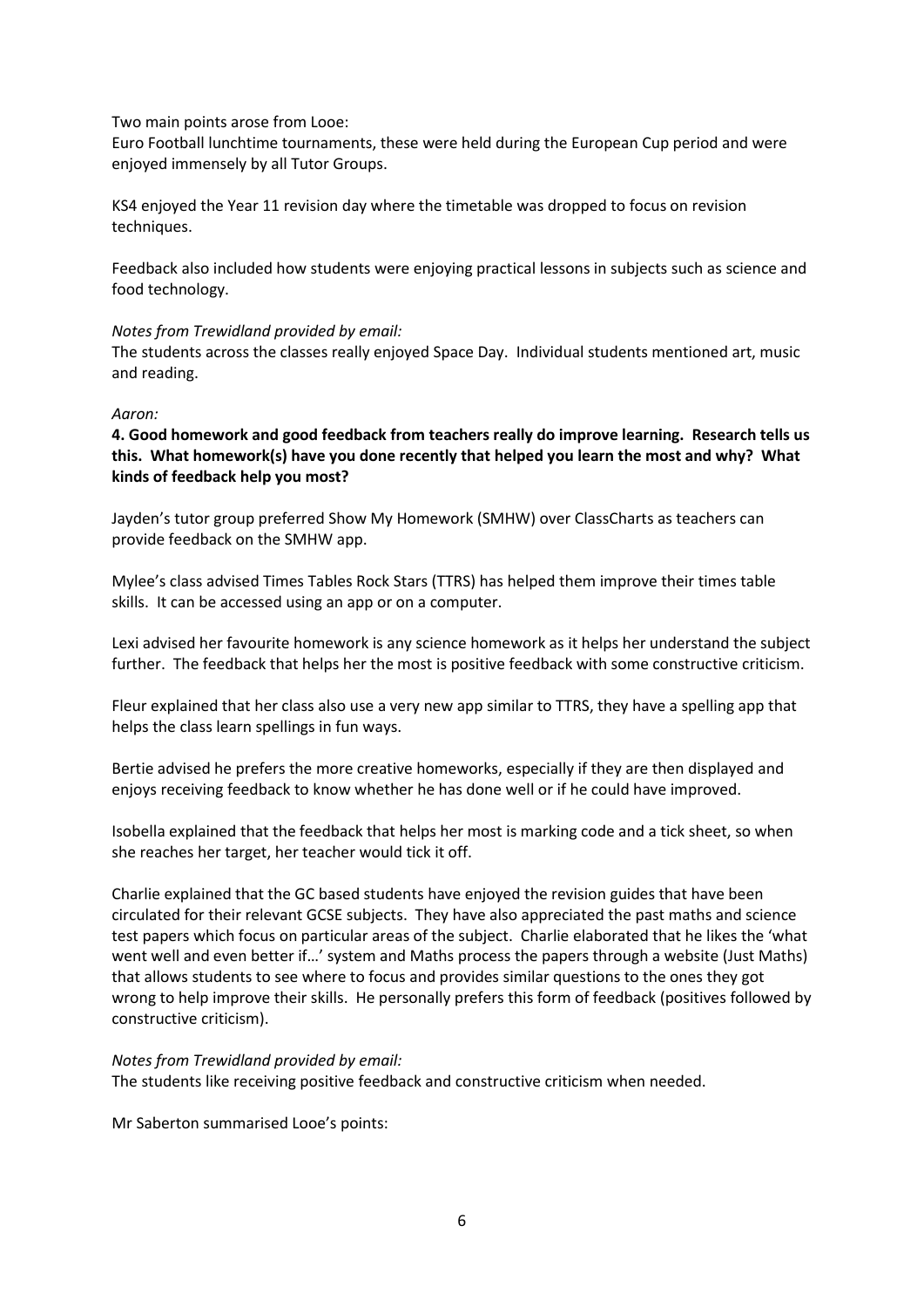Two main points arose from Looe:

Euro Football lunchtime tournaments, these were held during the European Cup period and were enjoyed immensely by all Tutor Groups.

KS4 enjoyed the Year 11 revision day where the timetable was dropped to focus on revision techniques.

Feedback also included how students were enjoying practical lessons in subjects such as science and food technology.

*Notes from Trewidland provided by email:*

The students across the classes really enjoyed Space Day. Individual students mentioned art, music and reading.

*Aaron:*

**4. Good homework and good feedback from teachers really do improve learning. Research tells us this. What homework(s) have you done recently that helped you learn the most and why? What kinds of feedback help you most?**

Jayden's tutor group preferred Show My Homework (SMHW) over ClassCharts as teachers can provide feedback on the SMHW app.

Mylee's class advised Times Tables Rock Stars (TTRS) has helped them improve their times table skills. It can be accessed using an app or on a computer.

Lexi advised her favourite homework is any science homework as it helps her understand the subject further. The feedback that helps her the most is positive feedback with some constructive criticism.

Fleur explained that her class also use a very new app similar to TTRS, they have a spelling app that helps the class learn spellings in fun ways.

Bertie advised he prefers the more creative homeworks, especially if they are then displayed and enjoys receiving feedback to know whether he has done well or if he could have improved.

Isobella explained that the feedback that helps her most is marking code and a tick sheet, so when she reaches her target, her teacher would tick it off.

Charlie explained that the GC based students have enjoyed the revision guides that have been circulated for their relevant GCSE subjects. They have also appreciated the past maths and science test papers which focus on particular areas of the subject. Charlie elaborated that he likes the 'what went well and even better if…' system and Maths process the papers through a website (Just Maths) that allows students to see where to focus and provides similar questions to the ones they got wrong to help improve their skills. He personally prefers this form of feedback (positives followed by constructive criticism).

*Notes from Trewidland provided by email:*

The students like receiving positive feedback and constructive criticism when needed.

Mr Saberton summarised Looe's points: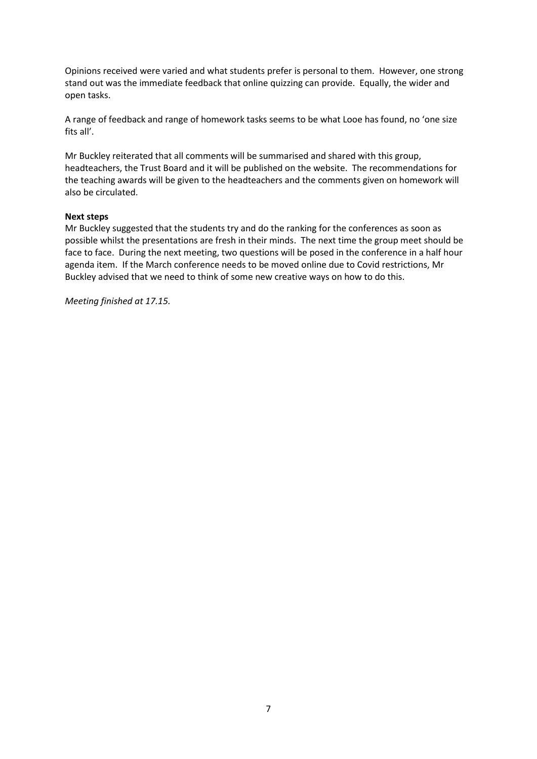Opinions received were varied and what students prefer is personal to them. However, one strong stand out was the immediate feedback that online quizzing can provide. Equally, the wider and open tasks.

A range of feedback and range of homework tasks seems to be what Looe has found, no 'one size fits all'.

Mr Buckley reiterated that all comments will be summarised and shared with this group, headteachers, the Trust Board and it will be published on the website. The recommendations for the teaching awards will be given to the headteachers and the comments given on homework will also be circulated.

**Next steps**
Mr Buckley suggested that the students try and do the ranking for the conferences as soon as possible whilst the presentations are fresh in their minds. The next time the group meet should be face to face. During the next meeting, two questions will be posed in the conference in a half hour agenda item. If the March conference needs to be moved online due to Covid restrictions, Mr Buckley advised that we need to think of some new creative ways on how to do this.

*Meeting finished at 17.15.*